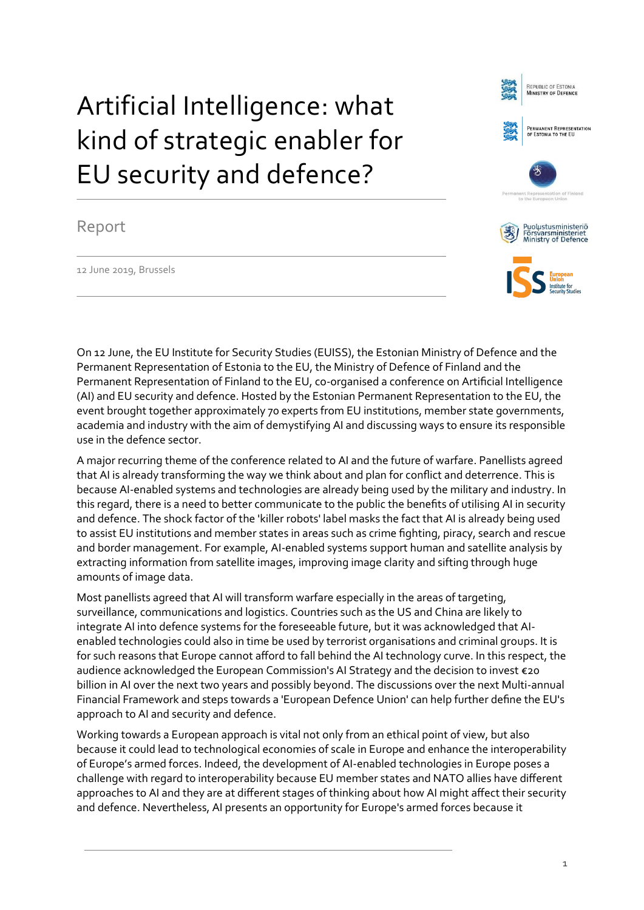# Artificial Intelligence: what kind of strategic enabler for EU security and defence?

Report

12 June 2019, Brussels

On 12 June, the EU Institute for Security Studies (EUISS), the Estonian Ministry of Defence and the Permanent Representation of Estonia to the EU, the Ministry of Defence of Finland and the Permanent Representation of Finland to the EU, co-organised a conference on Artificial Intelligence (AI) and EU security and defence. Hosted by the Estonian Permanent Representation to the EU, the event brought together approximately 70 experts from EU institutions, member state governments, academia and industry with the aim of demystifying AI and discussing ways to ensure its responsible use in the defence sector.

A major recurring theme of the conference related to AI and the future of warfare. Panellists agreed that AI is already transforming the way we think about and plan for conflict and deterrence. This is because AI-enabled systems and technologies are already being used by the military and industry. In this regard, there is a need to better communicate to the public the benefits of utilising AI in security and defence. The shock factor of the 'killer robots' label masks the fact that AI is already being used to assist EU institutions and member states in areas such as crime fighting, piracy, search and rescue and border management. For example, AI-enabled systems support human and satellite analysis by extracting information from satellite images, improving image clarity and sifting through huge amounts of image data.

Most panellists agreed that AI will transform warfare especially in the areas of targeting, surveillance, communications and logistics. Countries such as the US and China are likely to integrate AI into defence systems for the foreseeable future, but it was acknowledged that AI-enabled technologies could also in time be used by terrorist organisations and criminal groups. It is for such reasons that Europe cannot afford to fall behind the AI technology curve. In this respect, the audience acknowledged the European Commission's AI Strategy and the decision to invest €20 billion in AI over the next two years and possibly beyond. The discussions over the next Multi-annual Financial Framework and steps towards a 'European Defence Union' can help further define the EU's approach to AI and security and defence.

Working towards a European approach is vital not only from an ethical point of view, but also because it could lead to technological economies of scale in Europe and enhance the interoperability of Europe's armed forces. Indeed, the development of AI-enabled technologies in Europe poses a challenge with regard to interoperability because EU member states and NATO allies have different approaches to AI and they are at different stages of thinking about how AI might affect their security and defence. Nevertheless, AI presents an opportunity for Europe's armed forces because it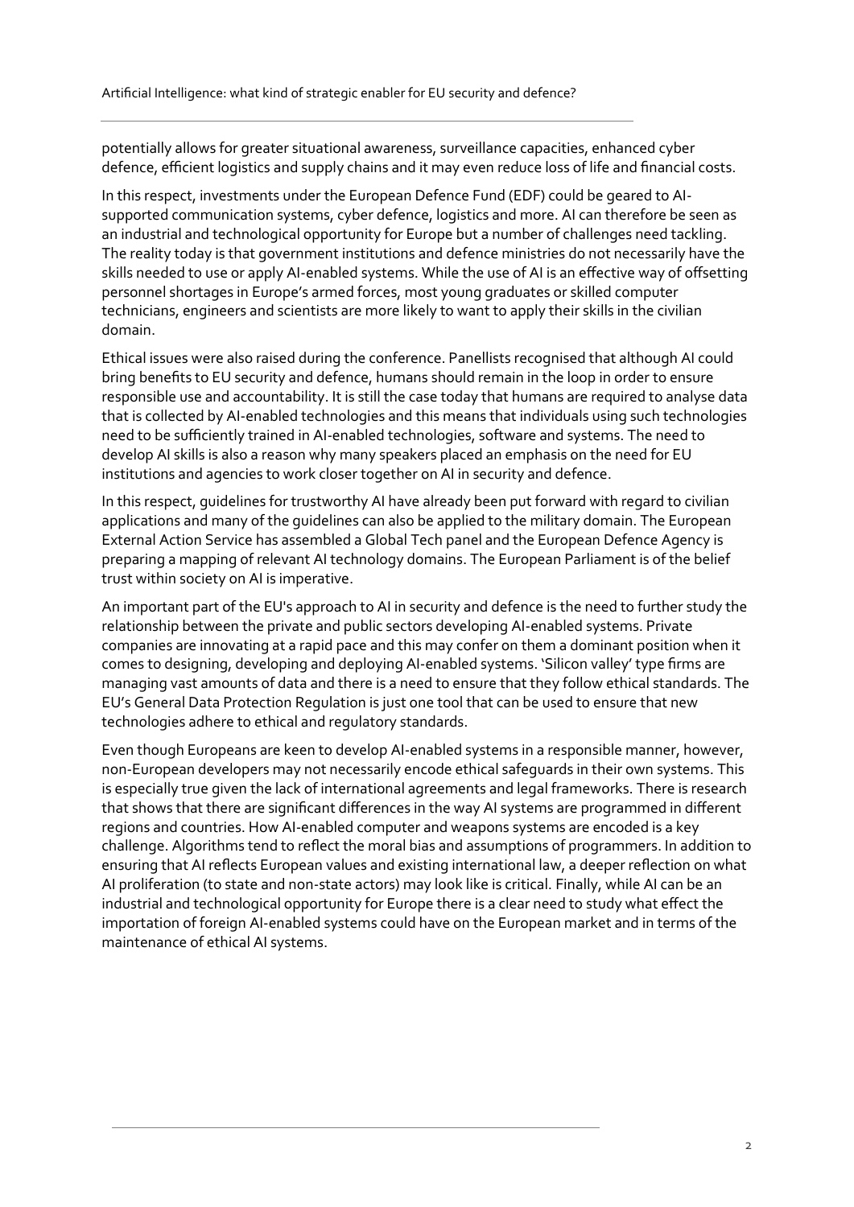potentially allows for greater situational awareness, surveillance capacities, enhanced cyber defence, efficient logistics and supply chains and it may even reduce loss of life and financial costs.

In this respect, investments under the European Defence Fund (EDF) could be geared to AI-supported communication systems, cyber defence, logistics and more. AI can therefore be seen as an industrial and technological opportunity for Europe but a number of challenges need tackling. The reality today is that government institutions and defence ministries do not necessarily have the skills needed to use or apply AI-enabled systems. While the use of AI is an effective way of offsetting personnel shortages in Europe's armed forces, most young graduates or skilled computer technicians, engineers and scientists are more likely to want to apply their skills in the civilian domain.

Ethical issues were also raised during the conference. Panellists recognised that although AI could bring benefits to EU security and defence, humans should remain in the loop in order to ensure responsible use and accountability. It is still the case today that humans are required to analyse data that is collected by AI-enabled technologies and this means that individuals using such technologies need to be sufficiently trained in AI-enabled technologies, software and systems. The need to develop AI skills is also a reason why many speakers placed an emphasis on the need for EU institutions and agencies to work closer together on AI in security and defence.

In this respect, guidelines for trustworthy AI have already been put forward with regard to civilian applications and many of the guidelines can also be applied to the military domain. The European External Action Service has assembled a Global Tech panel and the European Defence Agency is preparing a mapping of relevant AI technology domains. The European Parliament is of the belief trust within society on AI is imperative.

An important part of the EU's approach to AI in security and defence is the need to further study the relationship between the private and public sectors developing AI-enabled systems. Private companies are innovating at a rapid pace and this may confer on them a dominant position when it comes to designing, developing and deploying AI-enabled systems. 'Silicon valley' type firms are managing vast amounts of data and there is a need to ensure that they follow ethical standards. The EU's General Data Protection Regulation is just one tool that can be used to ensure that new technologies adhere to ethical and regulatory standards.

Even though Europeans are keen to develop AI-enabled systems in a responsible manner, however, non-European developers may not necessarily encode ethical safeguards in their own systems. This is especially true given the lack of international agreements and legal frameworks. There is research that shows that there are significant differences in the way AI systems are programmed in different regions and countries. How AI-enabled computer and weapons systems are encoded is a key challenge. Algorithms tend to reflect the moral bias and assumptions of programmers. In addition to ensuring that AI reflects European values and existing international law, a deeper reflection on what AI proliferation (to state and non-state actors) may look like is critical. Finally, while AI can be an industrial and technological opportunity for Europe there is a clear need to study what effect the importation of foreign AI-enabled systems could have on the European market and in terms of the maintenance of ethical AI systems.